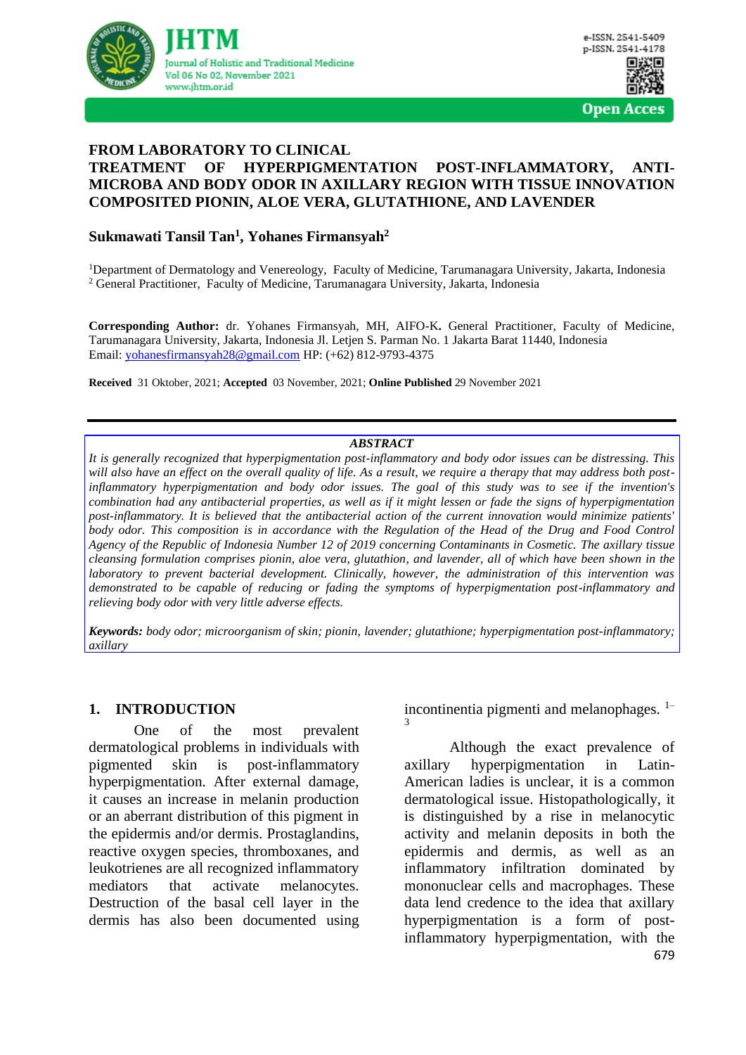# FROM LABORATORY TO CLINICAL TREATMENT OF HYPERPIGMENTATION POST-INFLAMMATORY, ANTI-MICROBA AND BODY ODOR IN AXILLARY REGION WITH TISSUE INNOVATION COMPOSITED PIONIN, ALOE VERA, GLUTATHIONE, AND LAVENDER

**Sukmawati Tansil Tan[1], Yohanes Firmansyah[2]**

[1]Department of Dermatology and Venereology, Faculty of Medicine, Tarumanagara University, Jakarta, Indonesia
[2] General Practitioner, Faculty of Medicine, Tarumanagara University, Jakarta, Indonesia

**Corresponding Author:** dr. Yohanes Firmansyah, MH, AIFO-K**.** General Practitioner, Faculty of Medicine, Tarumanagara University, Jakarta, Indonesia Jl. Letjen S. Parman No. 1 Jakarta Barat 11440, Indonesia
Email: yohanesfirmansyah28@gmail.com HP: (+62) 812-9793-4375

**Received** 31 Oktober, 2021; **Accepted** 03 November, 2021; **Online Published** 29 November 2021

---

***ABSTRACT***

*It is generally recognized that hyperpigmentation post-inflammatory and body odor issues can be distressing. This will also have an effect on the overall quality of life. As a result, we require a therapy that may address both post-inflammatory hyperpigmentation and body odor issues. The goal of this study was to see if the invention's combination had any antibacterial properties, as well as if it might lessen or fade the signs of hyperpigmentation post-inflammatory. It is believed that the antibacterial action of the current innovation would minimize patients' body odor. This composition is in accordance with the Regulation of the Head of the Drug and Food Control Agency of the Republic of Indonesia Number 12 of 2019 concerning Contaminants in Cosmetic. The axillary tissue cleansing formulation comprises pionin, aloe vera, glutathion, and lavender, all of which have been shown in the laboratory to prevent bacterial development. Clinically, however, the administration of this intervention was demonstrated to be capable of reducing or fading the symptoms of hyperpigmentation post-inflammatory and relieving body odor with very little adverse effects.*

***Keywords:*** *body odor; microorganism of skin; pionin, lavender; glutathione; hyperpigmentation post-inflammatory; axillary*

## 1. INTRODUCTION

One of the most prevalent dermatological problems in individuals with pigmented skin is post-inflammatory hyperpigmentation. After external damage, it causes an increase in melanin production or an aberrant distribution of this pigment in the epidermis and/or dermis. Prostaglandins, reactive oxygen species, thromboxanes, and leukotrienes are all recognized inflammatory mediators that activate melanocytes. Destruction of the basal cell layer in the dermis has also been documented using incontinentia pigmenti and melanophages. [1–3]

Although the exact prevalence of axillary hyperpigmentation in Latin-American ladies is unclear, it is a common dermatological issue. Histopathologically, it is distinguished by a rise in melanocytic activity and melanin deposits in both the epidermis and dermis, as well as an inflammatory infiltration dominated by mononuclear cells and macrophages. These data lend credence to the idea that axillary hyperpigmentation is a form of post-inflammatory hyperpigmentation, with the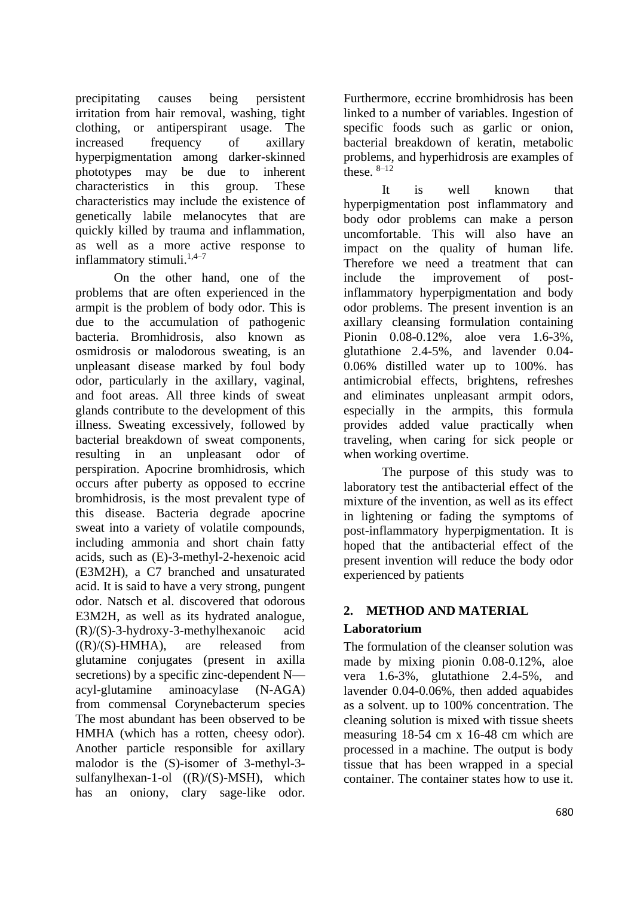precipitating causes being persistent irritation from hair removal, washing, tight clothing, or antiperspirant usage. The increased frequency of axillary hyperpigmentation among darker-skinned phototypes may be due to inherent characteristics in this group. These characteristics may include the existence of genetically labile melanocytes that are quickly killed by trauma and inflammation, as well as a more active response to inflammatory stimuli.[1,4–7]

On the other hand, one of the problems that are often experienced in the armpit is the problem of body odor. This is due to the accumulation of pathogenic bacteria. Bromhidrosis, also known as osmidrosis or malodorous sweating, is an unpleasant disease marked by foul body odor, particularly in the axillary, vaginal, and foot areas. All three kinds of sweat glands contribute to the development of this illness. Sweating excessively, followed by bacterial breakdown of sweat components, resulting in an unpleasant odor of perspiration. Apocrine bromhidrosis, which occurs after puberty as opposed to eccrine bromhidrosis, is the most prevalent type of this disease. Bacteria degrade apocrine sweat into a variety of volatile compounds, including ammonia and short chain fatty acids, such as (E)-3-methyl-2-hexenoic acid (E3M2H), a C7 branched and unsaturated acid. It is said to have a very strong, pungent odor. Natsch et al. discovered that odorous E3M2H, as well as its hydrated analogue, (R)/(S)-3-hydroxy-3-methylhexanoic acid ((R)/(S)-HMHA), are released from glutamine conjugates (present in axilla secretions) by a specific zinc-dependent N—acyl-glutamine aminoacylase (N-AGA) from commensal Corynebacterum species The most abundant has been observed to be HMHA (which has a rotten, cheesy odor). Another particle responsible for axillary malodor is the (S)-isomer of 3-methyl-3-sulfanylhexan-1-ol ((R)/(S)-MSH), which has an oniony, clary sage-like odor. Furthermore, eccrine bromhidrosis has been linked to a number of variables. Ingestion of specific foods such as garlic or onion, bacterial breakdown of keratin, metabolic problems, and hyperhidrosis are examples of these. [8–12]

It is well known that hyperpigmentation post inflammatory and body odor problems can make a person uncomfortable. This will also have an impact on the quality of human life. Therefore we need a treatment that can include the improvement of post-inflammatory hyperpigmentation and body odor problems. The present invention is an axillary cleansing formulation containing Pionin 0.08-0.12%, aloe vera 1.6-3%, glutathione 2.4-5%, and lavender 0.04-0.06% distilled water up to 100%. has antimicrobial effects, brightens, refreshes and eliminates unpleasant armpit odors, especially in the armpits, this formula provides added value practically when traveling, when caring for sick people or when working overtime.

The purpose of this study was to laboratory test the antibacterial effect of the mixture of the invention, as well as its effect in lightening or fading the symptoms of post-inflammatory hyperpigmentation. It is hoped that the antibacterial effect of the present invention will reduce the body odor experienced by patients

## 2. METHOD AND MATERIAL

### Laboratorium

The formulation of the cleanser solution was made by mixing pionin 0.08-0.12%, aloe vera 1.6-3%, glutathione 2.4-5%, and lavender 0.04-0.06%, then added aquabides as a solvent. up to 100% concentration. The cleaning solution is mixed with tissue sheets measuring 18-54 cm x 16-48 cm which are processed in a machine. The output is body tissue that has been wrapped in a special container. The container states how to use it.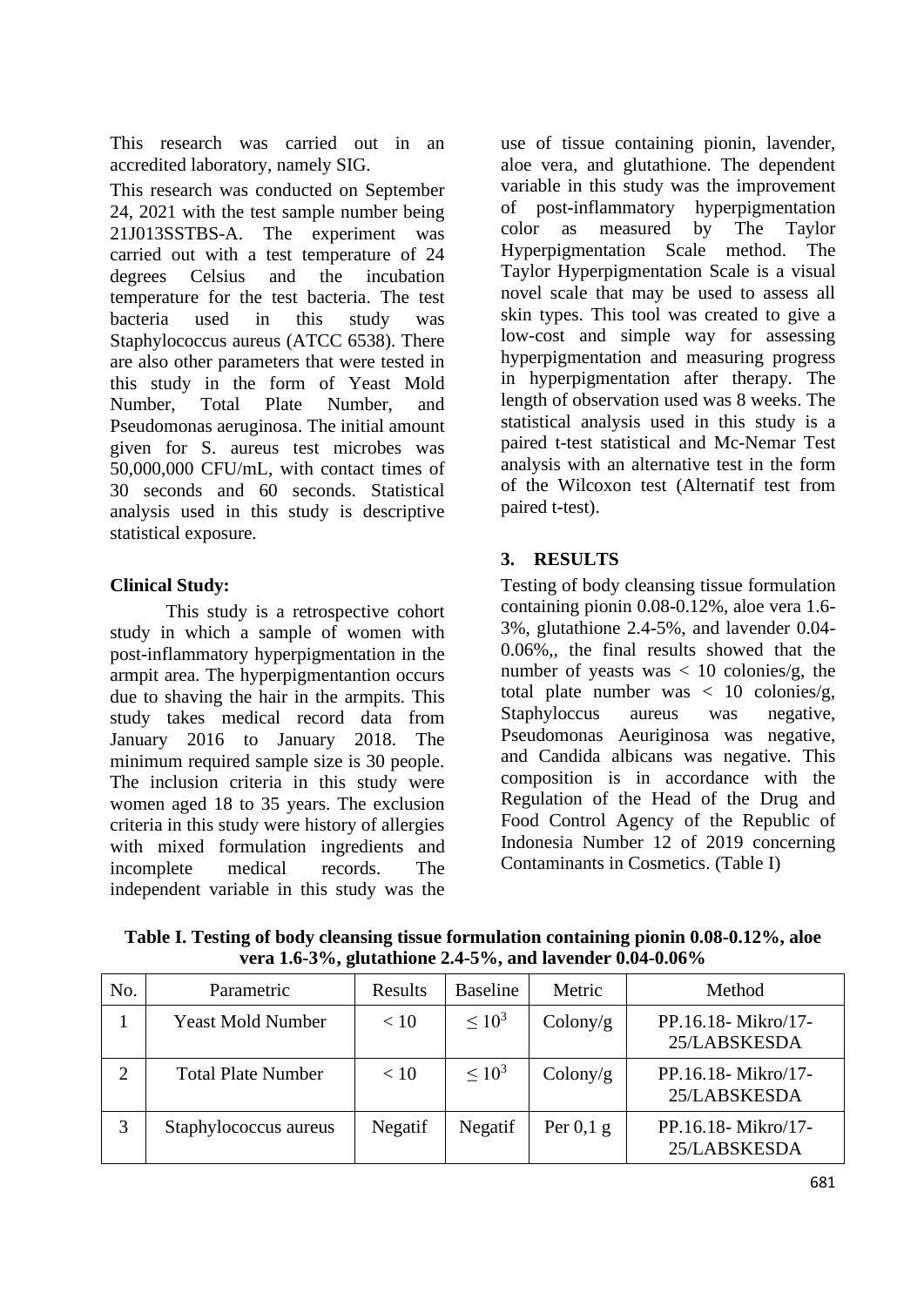This research was carried out in an accredited laboratory, namely SIG.

This research was conducted on September 24, 2021 with the test sample number being 21J013SSTBS-A. The experiment was carried out with a test temperature of 24 degrees Celsius and the incubation temperature for the test bacteria. The test bacteria used in this study was Staphylococcus aureus (ATCC 6538). There are also other parameters that were tested in this study in the form of Yeast Mold Number, Total Plate Number, and Pseudomonas aeruginosa. The initial amount given for S. aureus test microbes was 50,000,000 CFU/mL, with contact times of 30 seconds and 60 seconds. Statistical analysis used in this study is descriptive statistical exposure.

**Clinical Study:**

This study is a retrospective cohort study in which a sample of women with post-inflammatory hyperpigmentation in the armpit area. The hyperpigmentantion occurs due to shaving the hair in the armpits. This study takes medical record data from January 2016 to January 2018. The minimum required sample size is 30 people. The inclusion criteria in this study were women aged 18 to 35 years. The exclusion criteria in this study were history of allergies with mixed formulation ingredients and incomplete medical records. The independent variable in this study was the use of tissue containing pionin, lavender, aloe vera, and glutathione. The dependent variable in this study was the improvement of post-inflammatory hyperpigmentation color as measured by The Taylor Hyperpigmentation Scale method. The Taylor Hyperpigmentation Scale is a visual novel scale that may be used to assess all skin types. This tool was created to give a low-cost and simple way for assessing hyperpigmentation and measuring progress in hyperpigmentation after therapy. The length of observation used was 8 weeks. The statistical analysis used in this study is a paired t-test statistical and Mc-Nemar Test analysis with an alternative test in the form of the Wilcoxon test (Alternatif test from paired t-test).

## 3. RESULTS

Testing of body cleansing tissue formulation containing pionin 0.08-0.12%, aloe vera 1.6-3%, glutathione 2.4-5%, and lavender 0.04-0.06%,, the final results showed that the number of yeasts was < 10 colonies/g, the total plate number was < 10 colonies/g, Staphyloccus aureus was negative, Pseudomonas Aeuriginosa was negative, and Candida albicans was negative. This composition is in accordance with the Regulation of the Head of the Drug and Food Control Agency of the Republic of Indonesia Number 12 of 2019 concerning Contaminants in Cosmetics. (Table I)

**Table I. Testing of body cleansing tissue formulation containing pionin 0.08-0.12%, aloe vera 1.6-3%, glutathione 2.4-5%, and lavender 0.04-0.06%**

| No. | Parametric | Results | Baseline | Metric | Method |
|---|---|---|---|---|---|
| 1 | Yeast Mold Number | < 10 | $\leq 10^3$ | Colony/g | PP.16.18- Mikro/17-25/LABSKESDA |
| 2 | Total Plate Number | < 10 | $\leq 10^3$ | Colony/g | PP.16.18- Mikro/17-25/LABSKESDA |
| 3 | Staphylococcus aureus | Negatif | Negatif | Per 0,1 g | PP.16.18- Mikro/17-25/LABSKESDA |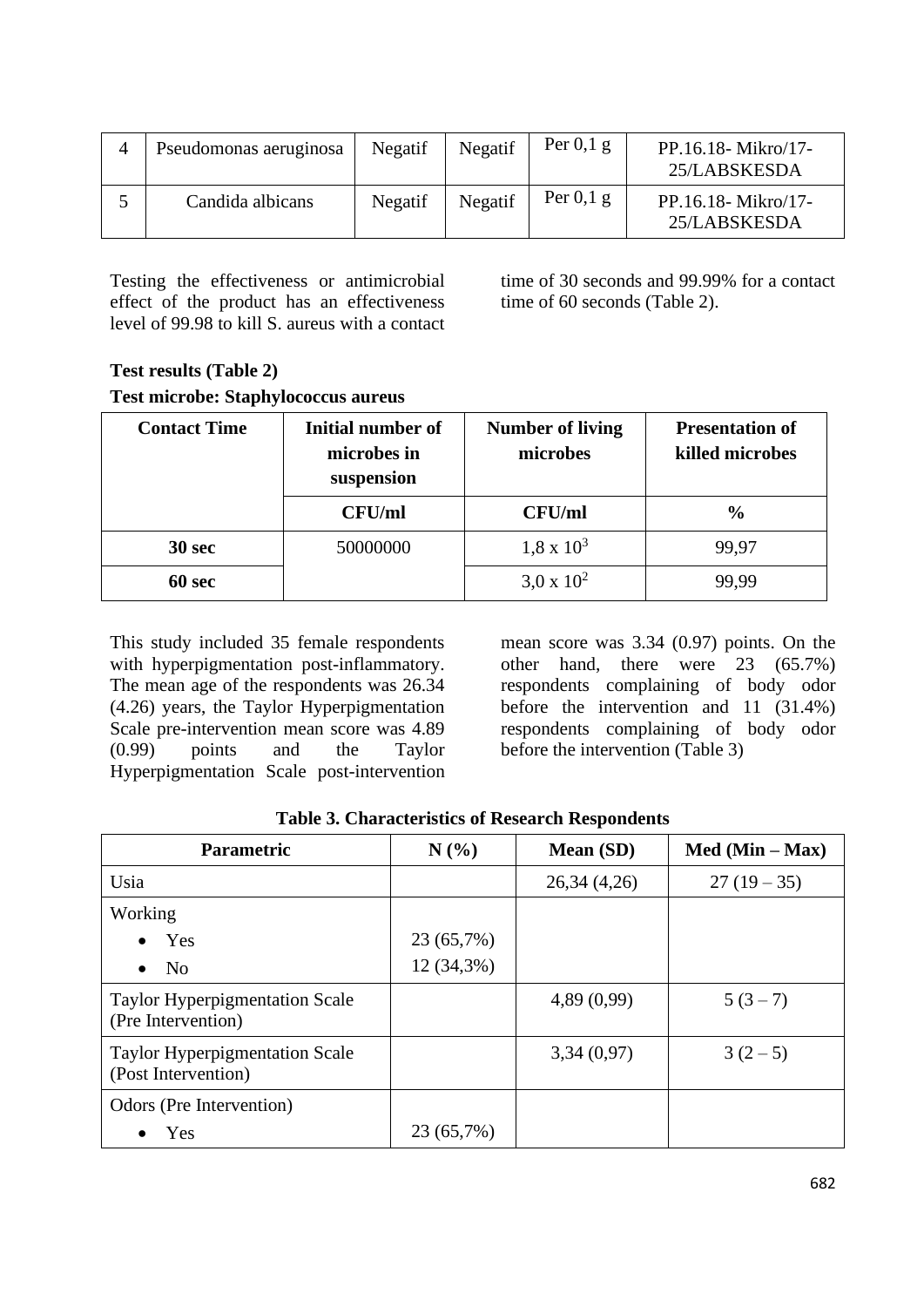| 4 | Pseudomonas aeruginosa | Negatif | Negatif | Per 0,1 g | PP.16.18- Mikro/17-25/LABSKESDA |
|---|---|---|---|---|---|
| 5 | Candida albicans | Negatif | Negatif | Per 0,1 g | PP.16.18- Mikro/17-25/LABSKESDA |

Testing the effectiveness or antimicrobial effect of the product has an effectiveness level of 99.98 to kill S. aureus with a contact time of 30 seconds and 99.99% for a contact time of 60 seconds (Table 2).

**Test results (Table 2)**

**Test microbe: Staphylococcus aureus**

| Contact Time | Initial number of microbes in suspension | Number of living microbes | Presentation of killed microbes |
|---|---|---|---|
| | CFU/ml | CFU/ml | % |
| **30 sec** | 50000000 | $1{,}8 \times 10^3$ | 99,97 |
| **60 sec** | | $3{,}0 \times 10^2$ | 99,99 |

This study included 35 female respondents with hyperpigmentation post-inflammatory. The mean age of the respondents was 26.34 (4.26) years, the Taylor Hyperpigmentation Scale pre-intervention mean score was 4.89 (0.99) points and the Taylor Hyperpigmentation Scale post-intervention mean score was 3.34 (0.97) points. On the other hand, there were 23 (65.7%) respondents complaining of body odor before the intervention and 11 (31.4%) respondents complaining of body odor before the intervention (Table 3)

**Table 3. Characteristics of Research Respondents**

| Parametric | N (%) | Mean (SD) | Med (Min – Max) |
|---|---|---|---|
| Usia | | 26,34 (4,26) | 27 (19 – 35) |
| Working<br>• Yes<br>• No | <br>23 (65,7%)<br>12 (34,3%) | | |
| Taylor Hyperpigmentation Scale (Pre Intervention) | | 4,89 (0,99) | 5 (3 – 7) |
| Taylor Hyperpigmentation Scale (Post Intervention) | | 3,34 (0,97) | 3 (2 – 5) |
| Odors (Pre Intervention)<br>• Yes | <br>23 (65,7%) | | |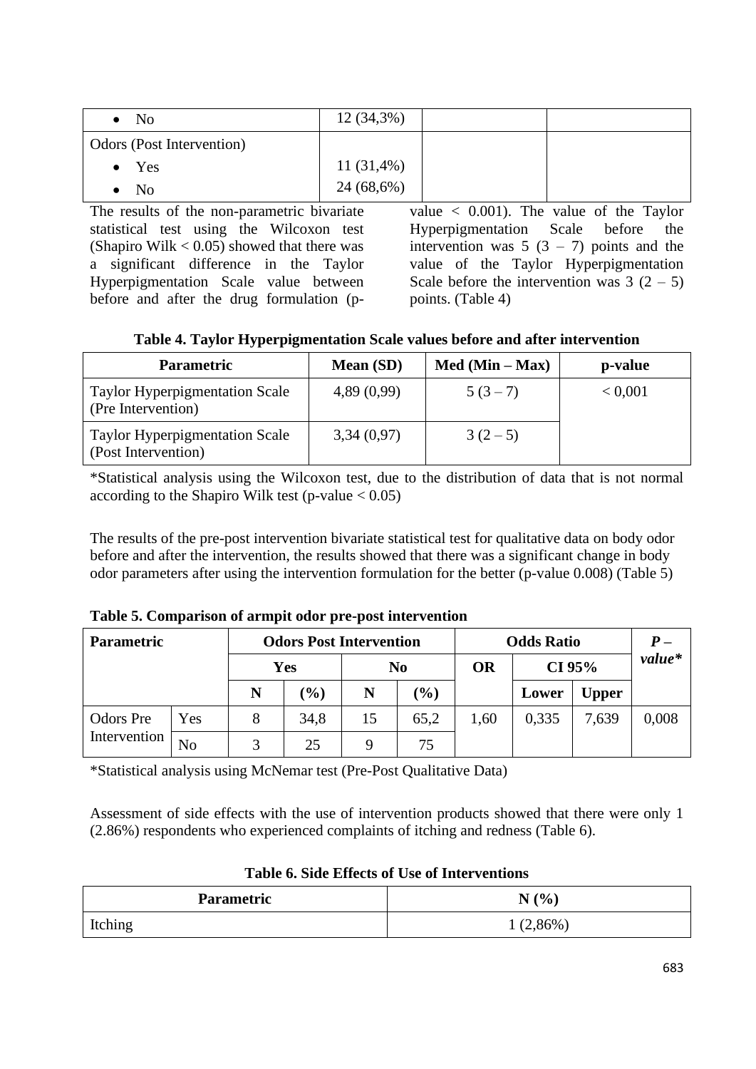| | | | |
|---|---|---|---|
| • No | 12 (34,3%) | | |
| Odors (Post Intervention) | | | |
| • Yes | 11 (31,4%) | | |
| • No | 24 (68,6%) | | |

The results of the non-parametric bivariate statistical test using the Wilcoxon test (Shapiro Wilk < 0.05) showed that there was a significant difference in the Taylor Hyperpigmentation Scale value between before and after the drug formulation (p-value < 0.001). The value of the Taylor Hyperpigmentation Scale before the intervention was 5 (3 – 7) points and the value of the Taylor Hyperpigmentation Scale before the intervention was 3 (2 – 5) points. (Table 4)

**Table 4. Taylor Hyperpigmentation Scale values before and after intervention**

| Parametric | Mean (SD) | Med (Min – Max) | p-value |
|---|---|---|---|
| Taylor Hyperpigmentation Scale (Pre Intervention) | 4,89 (0,99) | 5 (3 – 7) | < 0,001 |
| Taylor Hyperpigmentation Scale (Post Intervention) | 3,34 (0,97) | 3 (2 – 5) | |

*Statistical analysis using the Wilcoxon test, due to the distribution of data that is not normal according to the Shapiro Wilk test (p-value < 0.05)

The results of the pre-post intervention bivariate statistical test for qualitative data on body odor before and after the intervention, the results showed that there was a significant change in body odor parameters after using the intervention formulation for the better (p-value 0.008) (Table 5)

**Table 5. Comparison of armpit odor pre-post intervention**

| Parametric | | Odors Post Intervention | | | | Odds Ratio | | | *P – value** |
|---|---|---|---|---|---|---|---|---|---|
| | | Yes | | No | | OR | CI 95% | | |
| | | N | (%) | N | (%) | | Lower | Upper | |
| Odors Pre Intervention | Yes | 8 | 34,8 | 15 | 65,2 | 1,60 | 0,335 | 7,639 | 0,008 |
| | No | 3 | 25 | 9 | 75 | | | | |

*Statistical analysis using McNemar test (Pre-Post Qualitative Data)

Assessment of side effects with the use of intervention products showed that there were only 1 (2.86%) respondents who experienced complaints of itching and redness (Table 6).

**Table 6. Side Effects of Use of Interventions**

| Parametric | N (%) |
|---|---|
| Itching | 1 (2,86%) |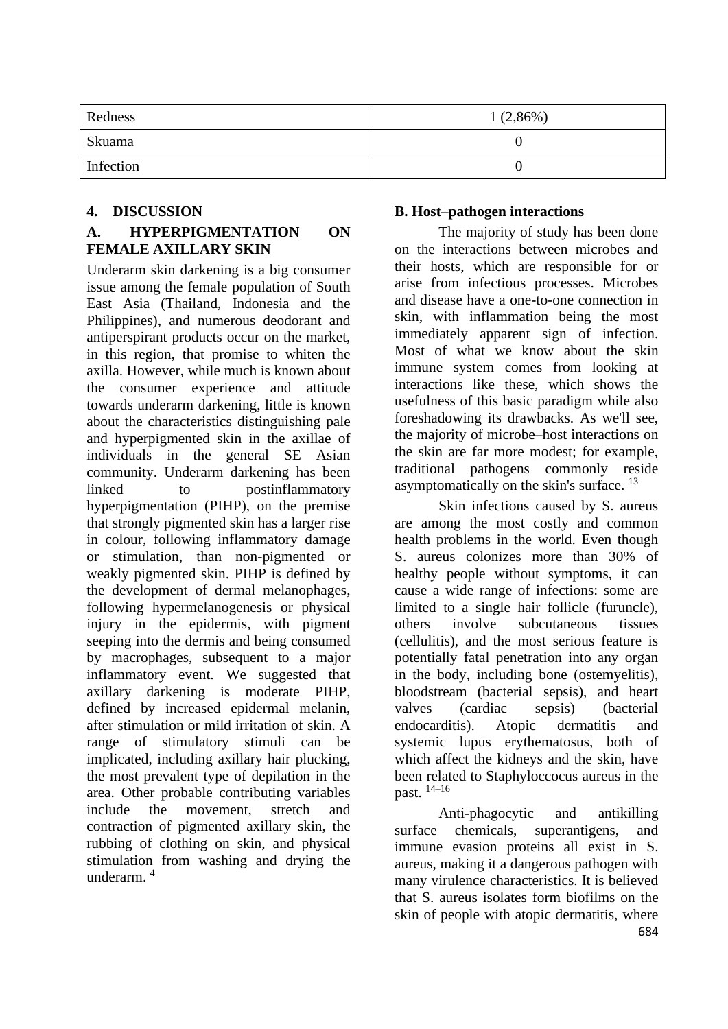| Redness | 1 (2,86%) |
|---|---|
| Skuama | 0 |
| Infection | 0 |

## 4. DISCUSSION

### A. HYPERPIGMENTATION ON FEMALE AXILLARY SKIN

Underarm skin darkening is a big consumer issue among the female population of South East Asia (Thailand, Indonesia and the Philippines), and numerous deodorant and antiperspirant products occur on the market, in this region, that promise to whiten the axilla. However, while much is known about the consumer experience and attitude towards underarm darkening, little is known about the characteristics distinguishing pale and hyperpigmented skin in the axillae of individuals in the general SE Asian community. Underarm darkening has been linked to postinflammatory hyperpigmentation (PIHP), on the premise that strongly pigmented skin has a larger rise in colour, following inflammatory damage or stimulation, than non-pigmented or weakly pigmented skin. PIHP is defined by the development of dermal melanophages, following hypermelanogenesis or physical injury in the epidermis, with pigment seeping into the dermis and being consumed by macrophages, subsequent to a major inflammatory event. We suggested that axillary darkening is moderate PIHP, defined by increased epidermal melanin, after stimulation or mild irritation of skin. A range of stimulatory stimuli can be implicated, including axillary hair plucking, the most prevalent type of depilation in the area. Other probable contributing variables include the movement, stretch and contraction of pigmented axillary skin, the rubbing of clothing on skin, and physical stimulation from washing and drying the underarm. [4]

### B. Host–pathogen interactions

The majority of study has been done on the interactions between microbes and their hosts, which are responsible for or arise from infectious processes. Microbes and disease have a one-to-one connection in skin, with inflammation being the most immediately apparent sign of infection. Most of what we know about the skin immune system comes from looking at interactions like these, which shows the usefulness of this basic paradigm while also foreshadowing its drawbacks. As we'll see, the majority of microbe–host interactions on the skin are far more modest; for example, traditional pathogens commonly reside asymptomatically on the skin's surface. [13]

Skin infections caused by S. aureus are among the most costly and common health problems in the world. Even though S. aureus colonizes more than 30% of healthy people without symptoms, it can cause a wide range of infections: some are limited to a single hair follicle (furuncle), others involve subcutaneous tissues (cellulitis), and the most serious feature is potentially fatal penetration into any organ in the body, including bone (ostemyelitis), bloodstream (bacterial sepsis), and heart valves (cardiac sepsis) (bacterial endocarditis). Atopic dermatitis and systemic lupus erythematosus, both of which affect the kidneys and the skin, have been related to Staphyloccocus aureus in the past. [14–16]

Anti-phagocytic and antikilling surface chemicals, superantigens, and immune evasion proteins all exist in S. aureus, making it a dangerous pathogen with many virulence characteristics. It is believed that S. aureus isolates form biofilms on the skin of people with atopic dermatitis, where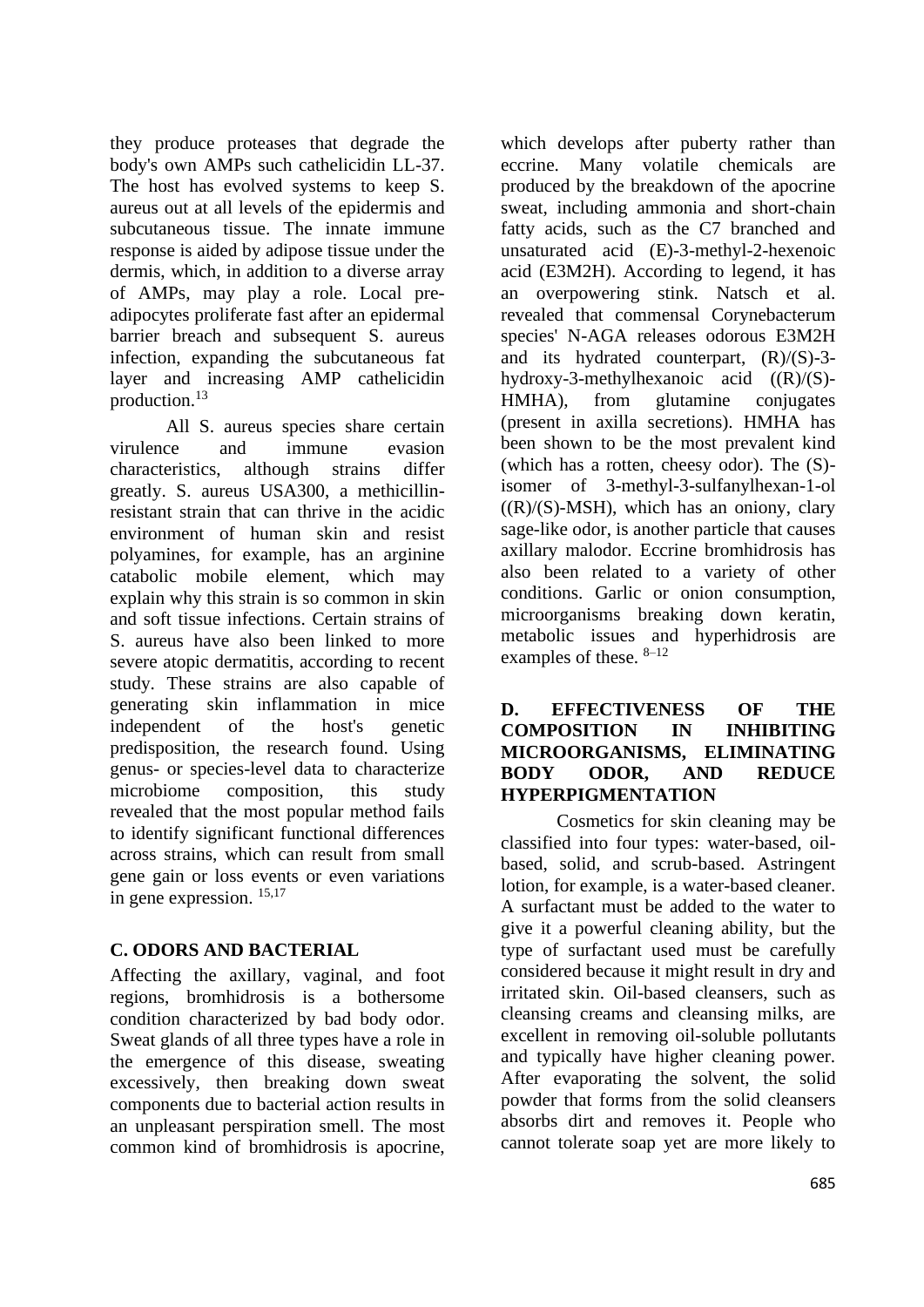they produce proteases that degrade the body's own AMPs such cathelicidin LL-37. The host has evolved systems to keep S. aureus out at all levels of the epidermis and subcutaneous tissue. The innate immune response is aided by adipose tissue under the dermis, which, in addition to a diverse array of AMPs, may play a role. Local pre-adipocytes proliferate fast after an epidermal barrier breach and subsequent S. aureus infection, expanding the subcutaneous fat layer and increasing AMP cathelicidin production.[13]

All S. aureus species share certain virulence and immune evasion characteristics, although strains differ greatly. S. aureus USA300, a methicillin-resistant strain that can thrive in the acidic environment of human skin and resist polyamines, for example, has an arginine catabolic mobile element, which may explain why this strain is so common in skin and soft tissue infections. Certain strains of S. aureus have also been linked to more severe atopic dermatitis, according to recent study. These strains are also capable of generating skin inflammation in mice independent of the host's genetic predisposition, the research found. Using genus- or species-level data to characterize microbiome composition, this study revealed that the most popular method fails to identify significant functional differences across strains, which can result from small gene gain or loss events or even variations in gene expression. [15,17]

## C. ODORS AND BACTERIAL

Affecting the axillary, vaginal, and foot regions, bromhidrosis is a bothersome condition characterized by bad body odor. Sweat glands of all three types have a role in the emergence of this disease, sweating excessively, then breaking down sweat components due to bacterial action results in an unpleasant perspiration smell. The most common kind of bromhidrosis is apocrine, which develops after puberty rather than eccrine. Many volatile chemicals are produced by the breakdown of the apocrine sweat, including ammonia and short-chain fatty acids, such as the C7 branched and unsaturated acid (E)-3-methyl-2-hexenoic acid (E3M2H). According to legend, it has an overpowering stink. Natsch et al. revealed that commensal Corynebacterum species' N-AGA releases odorous E3M2H and its hydrated counterpart, (R)/(S)-3-hydroxy-3-methylhexanoic acid ((R)/(S)-HMHA), from glutamine conjugates (present in axilla secretions). HMHA has been shown to be the most prevalent kind (which has a rotten, cheesy odor). The (S)-isomer of 3-methyl-3-sulfanylhexan-1-ol ((R)/(S)-MSH), which has an oniony, clary sage-like odor, is another particle that causes axillary malodor. Eccrine bromhidrosis has also been related to a variety of other conditions. Garlic or onion consumption, microorganisms breaking down keratin, metabolic issues and hyperhidrosis are examples of these. [8–12]

## D. EFFECTIVENESS OF THE COMPOSITION IN INHIBITING MICROORGANISMS, ELIMINATING BODY ODOR, AND REDUCE HYPERPIGMENTATION

Cosmetics for skin cleaning may be classified into four types: water-based, oil-based, solid, and scrub-based. Astringent lotion, for example, is a water-based cleaner. A surfactant must be added to the water to give it a powerful cleaning ability, but the type of surfactant used must be carefully considered because it might result in dry and irritated skin. Oil-based cleansers, such as cleansing creams and cleansing milks, are excellent in removing oil-soluble pollutants and typically have higher cleaning power. After evaporating the solvent, the solid powder that forms from the solid cleansers absorbs dirt and removes it. People who cannot tolerate soap yet are more likely to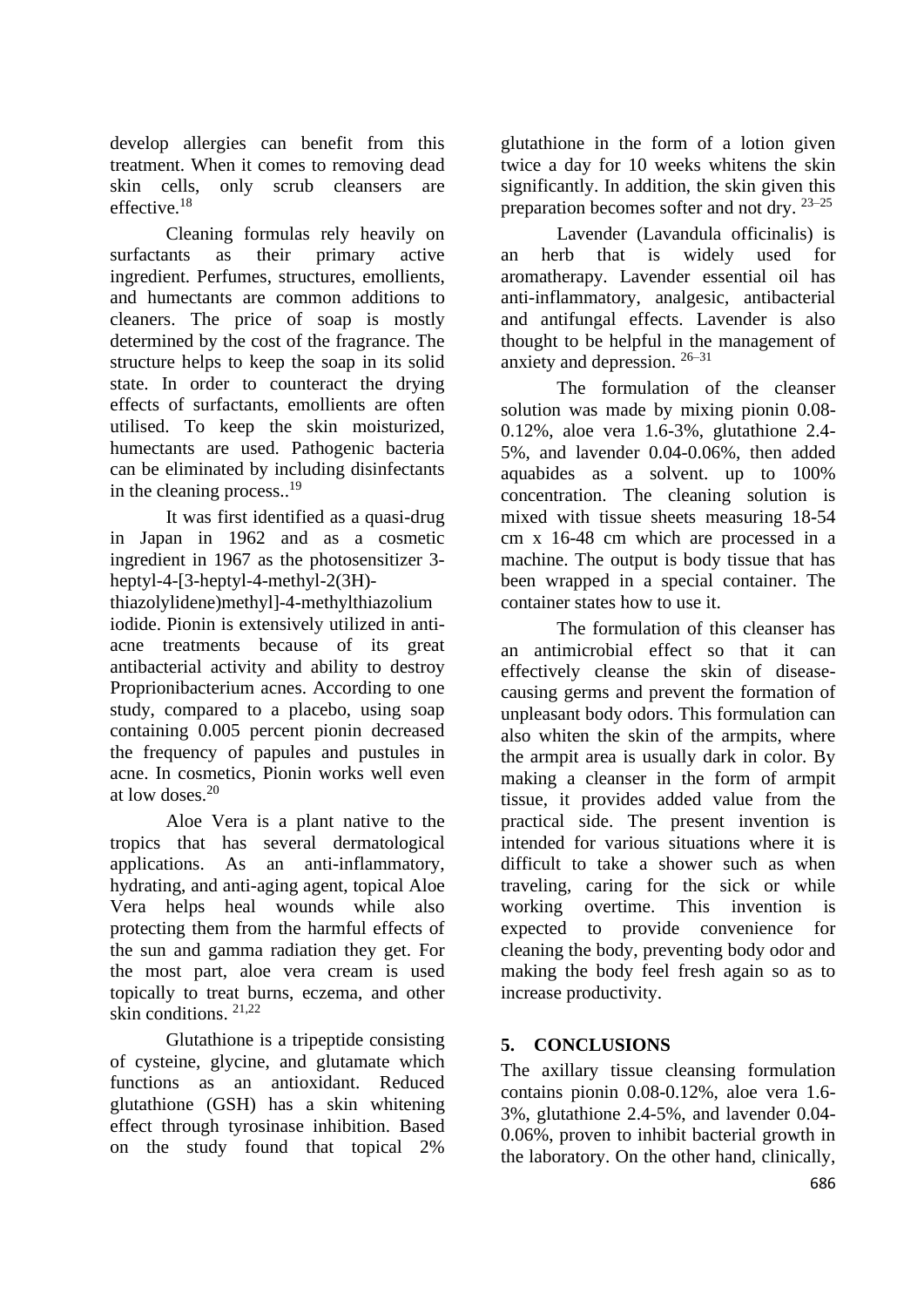develop allergies can benefit from this treatment. When it comes to removing dead skin cells, only scrub cleansers are effective.[18]

Cleaning formulas rely heavily on surfactants as their primary active ingredient. Perfumes, structures, emollients, and humectants are common additions to cleaners. The price of soap is mostly determined by the cost of the fragrance. The structure helps to keep the soap in its solid state. In order to counteract the drying effects of surfactants, emollients are often utilised. To keep the skin moisturized, humectants are used. Pathogenic bacteria can be eliminated by including disinfectants in the cleaning process..[19]

It was first identified as a quasi-drug in Japan in 1962 and as a cosmetic ingredient in 1967 as the photosensitizer 3-heptyl-4-[3-heptyl-4-methyl-2(3H)-thiazolylidene)methyl]-4-methylthiazolium iodide. Pionin is extensively utilized in anti-acne treatments because of its great antibacterial activity and ability to destroy Proprionibacterium acnes. According to one study, compared to a placebo, using soap containing 0.005 percent pionin decreased the frequency of papules and pustules in acne. In cosmetics, Pionin works well even at low doses.[20]

Aloe Vera is a plant native to the tropics that has several dermatological applications. As an anti-inflammatory, hydrating, and anti-aging agent, topical Aloe Vera helps heal wounds while also protecting them from the harmful effects of the sun and gamma radiation they get. For the most part, aloe vera cream is used topically to treat burns, eczema, and other skin conditions. [21,22]

Glutathione is a tripeptide consisting of cysteine, glycine, and glutamate which functions as an antioxidant. Reduced glutathione (GSH) has a skin whitening effect through tyrosinase inhibition. Based on the study found that topical 2% glutathione in the form of a lotion given twice a day for 10 weeks whitens the skin significantly. In addition, the skin given this preparation becomes softer and not dry. [23–25]

Lavender (Lavandula officinalis) is an herb that is widely used for aromatherapy. Lavender essential oil has anti-inflammatory, analgesic, antibacterial and antifungal effects. Lavender is also thought to be helpful in the management of anxiety and depression. [26–31]

The formulation of the cleanser solution was made by mixing pionin 0.08-0.12%, aloe vera 1.6-3%, glutathione 2.4-5%, and lavender 0.04-0.06%, then added aquabides as a solvent. up to 100% concentration. The cleaning solution is mixed with tissue sheets measuring 18-54 cm x 16-48 cm which are processed in a machine. The output is body tissue that has been wrapped in a special container. The container states how to use it.

The formulation of this cleanser has an antimicrobial effect so that it can effectively cleanse the skin of disease-causing germs and prevent the formation of unpleasant body odors. This formulation can also whiten the skin of the armpits, where the armpit area is usually dark in color. By making a cleanser in the form of armpit tissue, it provides added value from the practical side. The present invention is intended for various situations where it is difficult to take a shower such as when traveling, caring for the sick or while working overtime. This invention is expected to provide convenience for cleaning the body, preventing body odor and making the body feel fresh again so as to increase productivity.

## 5. CONCLUSIONS

The axillary tissue cleansing formulation contains pionin 0.08-0.12%, aloe vera 1.6-3%, glutathione 2.4-5%, and lavender 0.04-0.06%, proven to inhibit bacterial growth in the laboratory. On the other hand, clinically,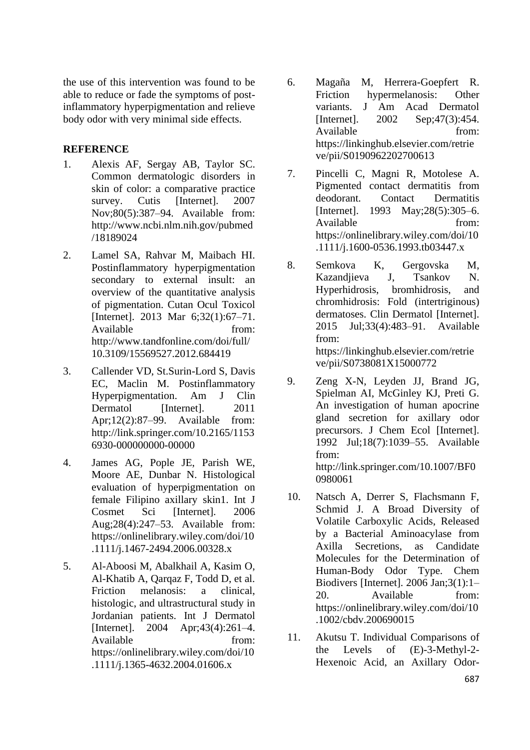the use of this intervention was found to be able to reduce or fade the symptoms of post-inflammatory hyperpigmentation and relieve body odor with very minimal side effects.

## REFERENCE

1. Alexis AF, Sergay AB, Taylor SC. Common dermatologic disorders in skin of color: a comparative practice survey. Cutis [Internet]. 2007 Nov;80(5):387–94. Available from: http://www.ncbi.nlm.nih.gov/pubmed/18189024
2. Lamel SA, Rahvar M, Maibach HI. Postinflammatory hyperpigmentation secondary to external insult: an overview of the quantitative analysis of pigmentation. Cutan Ocul Toxicol [Internet]. 2013 Mar 6;32(1):67–71. Available from: http://www.tandfonline.com/doi/full/10.3109/15569527.2012.684419
3. Callender VD, St.Surin-Lord S, Davis EC, Maclin M. Postinflammatory Hyperpigmentation. Am J Clin Dermatol [Internet]. 2011 Apr;12(2):87–99. Available from: http://link.springer.com/10.2165/11536930-000000000-00000
4. James AG, Pople JE, Parish WE, Moore AE, Dunbar N. Histological evaluation of hyperpigmentation on female Filipino axillary skin1. Int J Cosmet Sci [Internet]. 2006 Aug;28(4):247–53. Available from: https://onlinelibrary.wiley.com/doi/10.1111/j.1467-2494.2006.00328.x
5. Al-Aboosi M, Abalkhail A, Kasim O, Al-Khatib A, Qarqaz F, Todd D, et al. Friction melanosis: a clinical, histologic, and ultrastructural study in Jordanian patients. Int J Dermatol [Internet]. 2004 Apr;43(4):261–4. Available from: https://onlinelibrary.wiley.com/doi/10.1111/j.1365-4632.2004.01606.x
6. Magaña M, Herrera-Goepfert R. Friction hypermelanosis: Other variants. J Am Acad Dermatol [Internet]. 2002 Sep;47(3):454. Available from: https://linkinghub.elsevier.com/retrieve/pii/S0190962202700613
7. Pincelli C, Magni R, Motolese A. Pigmented contact dermatitis from deodorant. Contact Dermatitis [Internet]. 1993 May;28(5):305–6. Available from: https://onlinelibrary.wiley.com/doi/10.1111/j.1600-0536.1993.tb03447.x
8. Semkova K, Gergovska M, Kazandjieva J, Tsankov N. Hyperhidrosis, bromhidrosis, and chromhidrosis: Fold (intertriginous) dermatoses. Clin Dermatol [Internet]. 2015 Jul;33(4):483–91. Available from: https://linkinghub.elsevier.com/retrieve/pii/S0738081X15000772
9. Zeng X-N, Leyden JJ, Brand JG, Spielman AI, McGinley KJ, Preti G. An investigation of human apocrine gland secretion for axillary odor precursors. J Chem Ecol [Internet]. 1992 Jul;18(7):1039–55. Available from: http://link.springer.com/10.1007/BF00980061
10. Natsch A, Derrer S, Flachsmann F, Schmid J. A Broad Diversity of Volatile Carboxylic Acids, Released by a Bacterial Aminoacylase from Axilla Secretions, as Candidate Molecules for the Determination of Human-Body Odor Type. Chem Biodivers [Internet]. 2006 Jan;3(1):1–20. Available from: https://onlinelibrary.wiley.com/doi/10.1002/cbdv.200690015
11. Akutsu T. Individual Comparisons of the Levels of (E)-3-Methyl-2-Hexenoic Acid, an Axillary Odor-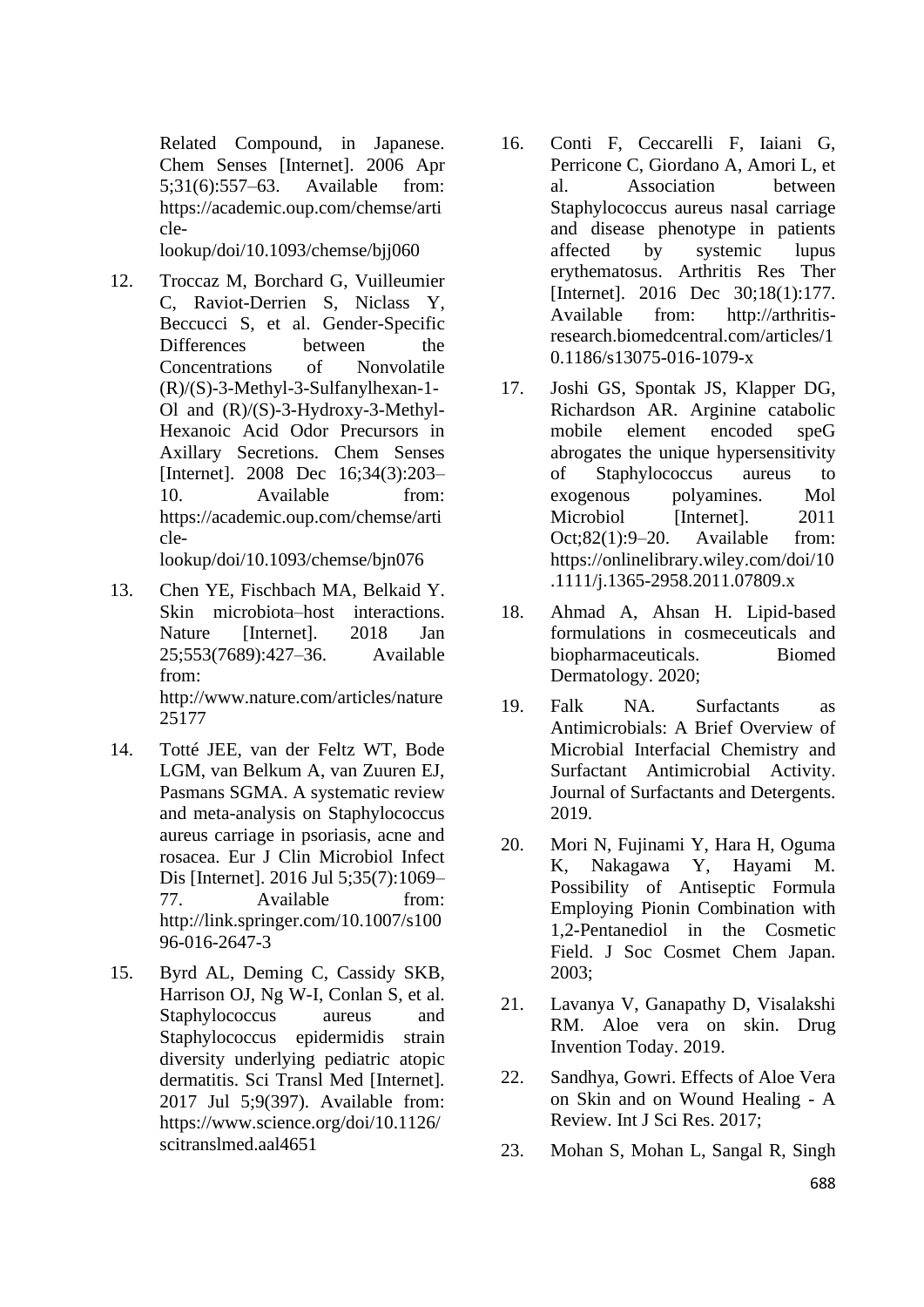Related Compound, in Japanese. Chem Senses [Internet]. 2006 Apr 5;31(6):557–63. Available from: https://academic.oup.com/chemse/article-lookup/doi/10.1093/chemse/bjj060

12. Troccaz M, Borchard G, Vuilleumier C, Raviot-Derrien S, Niclass Y, Beccucci S, et al. Gender-Specific Differences between the Concentrations of Nonvolatile (R)/(S)-3-Methyl-3-Sulfanylhexan-1-Ol and (R)/(S)-3-Hydroxy-3-Methyl-Hexanoic Acid Odor Precursors in Axillary Secretions. Chem Senses [Internet]. 2008 Dec 16;34(3):203–10. Available from: https://academic.oup.com/chemse/article-lookup/doi/10.1093/chemse/bjn076

13. Chen YE, Fischbach MA, Belkaid Y. Skin microbiota–host interactions. Nature [Internet]. 2018 Jan 25;553(7689):427–36. Available from: http://www.nature.com/articles/nature25177

14. Totté JEE, van der Feltz WT, Bode LGM, van Belkum A, van Zuuren EJ, Pasmans SGMA. A systematic review and meta-analysis on Staphylococcus aureus carriage in psoriasis, acne and rosacea. Eur J Clin Microbiol Infect Dis [Internet]. 2016 Jul 5;35(7):1069–77. Available from: http://link.springer.com/10.1007/s10096-016-2647-3

15. Byrd AL, Deming C, Cassidy SKB, Harrison OJ, Ng W-I, Conlan S, et al. Staphylococcus aureus and Staphylococcus epidermidis strain diversity underlying pediatric atopic dermatitis. Sci Transl Med [Internet]. 2017 Jul 5;9(397). Available from: https://www.science.org/doi/10.1126/scitranslmed.aal4651

16. Conti F, Ceccarelli F, Iaiani G, Perricone C, Giordano A, Amori L, et al. Association between Staphylococcus aureus nasal carriage and disease phenotype in patients affected by systemic lupus erythematosus. Arthritis Res Ther [Internet]. 2016 Dec 30;18(1):177. Available from: http://arthritis-research.biomedcentral.com/articles/10.1186/s13075-016-1079-x

17. Joshi GS, Spontak JS, Klapper DG, Richardson AR. Arginine catabolic mobile element encoded speG abrogates the unique hypersensitivity of Staphylococcus aureus to exogenous polyamines. Mol Microbiol [Internet]. 2011 Oct;82(1):9–20. Available from: https://onlinelibrary.wiley.com/doi/10.1111/j.1365-2958.2011.07809.x

18. Ahmad A, Ahsan H. Lipid-based formulations in cosmeceuticals and biopharmaceuticals. Biomed Dermatology. 2020;

19. Falk NA. Surfactants as Antimicrobials: A Brief Overview of Microbial Interfacial Chemistry and Surfactant Antimicrobial Activity. Journal of Surfactants and Detergents. 2019.

20. Mori N, Fujinami Y, Hara H, Oguma K, Nakagawa Y, Hayami M. Possibility of Antiseptic Formula Employing Pionin Combination with 1,2-Pentanediol in the Cosmetic Field. J Soc Cosmet Chem Japan. 2003;

21. Lavanya V, Ganapathy D, Visalakshi RM. Aloe vera on skin. Drug Invention Today. 2019.

22. Sandhya, Gowri. Effects of Aloe Vera on Skin and on Wound Healing - A Review. Int J Sci Res. 2017;

23. Mohan S, Mohan L, Sangal R, Singh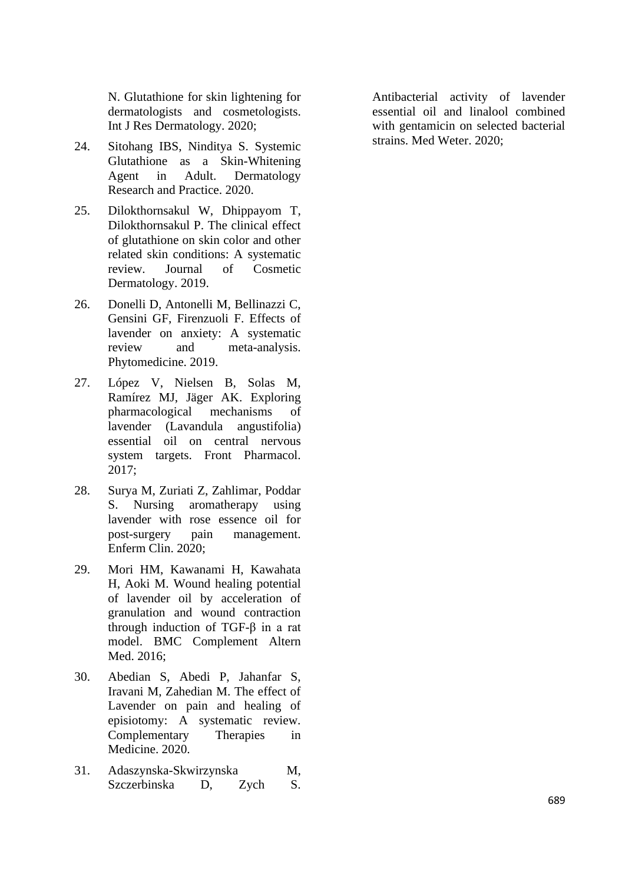N. Glutathione for skin lightening for dermatologists and cosmetologists. Int J Res Dermatology. 2020;

24. Sitohang IBS, Ninditya S. Systemic Glutathione as a Skin-Whitening Agent in Adult. Dermatology Research and Practice. 2020.

25. Dilokthornsakul W, Dhippayom T, Dilokthornsakul P. The clinical effect of glutathione on skin color and other related skin conditions: A systematic review. Journal of Cosmetic Dermatology. 2019.

26. Donelli D, Antonelli M, Bellinazzi C, Gensini GF, Firenzuoli F. Effects of lavender on anxiety: A systematic review and meta-analysis. Phytomedicine. 2019.

27. López V, Nielsen B, Solas M, Ramírez MJ, Jäger AK. Exploring pharmacological mechanisms of lavender (Lavandula angustifolia) essential oil on central nervous system targets. Front Pharmacol. 2017;

28. Surya M, Zuriati Z, Zahlimar, Poddar S. Nursing aromatherapy using lavender with rose essence oil for post-surgery pain management. Enferm Clin. 2020;

29. Mori HM, Kawanami H, Kawahata H, Aoki M. Wound healing potential of lavender oil by acceleration of granulation and wound contraction through induction of TGF-β in a rat model. BMC Complement Altern Med. 2016;

30. Abedian S, Abedi P, Jahanfar S, Iravani M, Zahedian M. The effect of Lavender on pain and healing of episiotomy: A systematic review. Complementary Therapies in Medicine. 2020.

31. Adaszynska-Skwirzynska M, Szczerbinska D, Zych S. Antibacterial activity of lavender essential oil and linalool combined with gentamicin on selected bacterial strains. Med Weter. 2020;